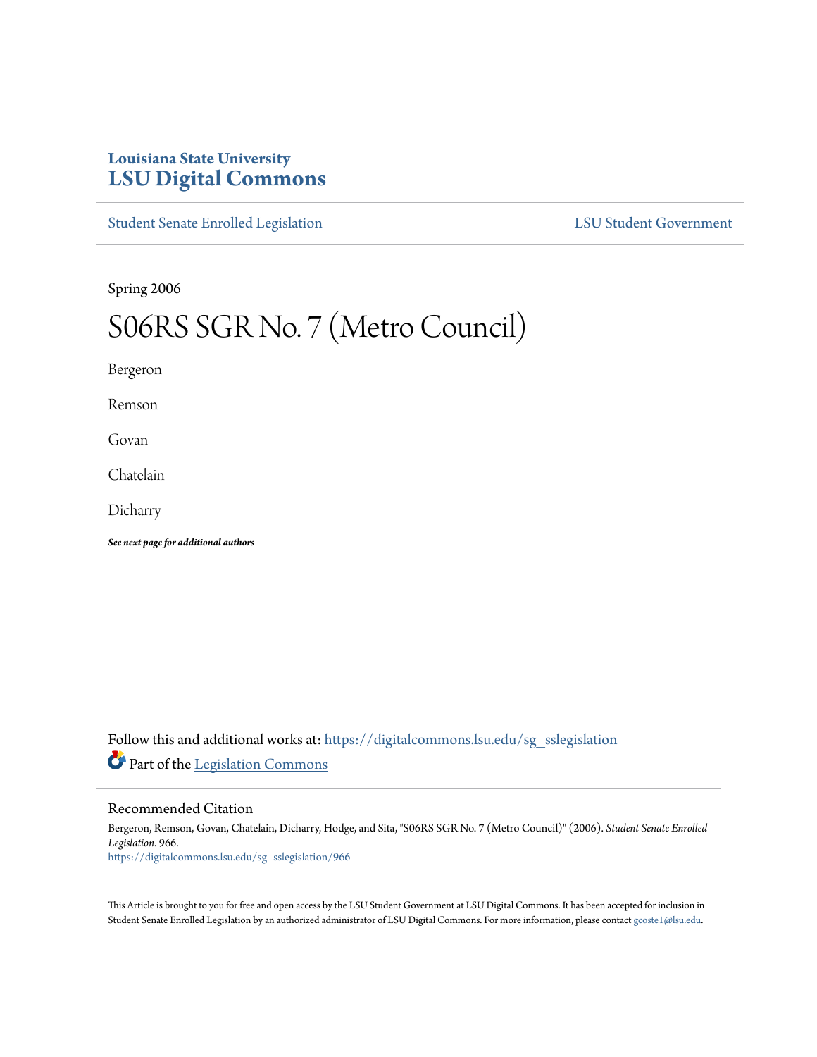Louisiana State University
# LSU Digital Commons

Student Senate Enrolled Legislation | LSU Student Government

Spring 2006

# S06RS SGR No. 7 (Metro Council)

Bergeron

Remson

Govan

Chatelain

Dicharry

***See next page for additional authors***

Follow this and additional works at: https://digitalcommons.lsu.edu/sg_sslegislation

Part of the Legislation Commons

## Recommended Citation

Bergeron, Remson, Govan, Chatelain, Dicharry, Hodge, and Sita, "S06RS SGR No. 7 (Metro Council)" (2006). *Student Senate Enrolled Legislation*. 966.
https://digitalcommons.lsu.edu/sg_sslegislation/966

This Article is brought to you for free and open access by the LSU Student Government at LSU Digital Commons. It has been accepted for inclusion in Student Senate Enrolled Legislation by an authorized administrator of LSU Digital Commons. For more information, please contact gcoste1@lsu.edu.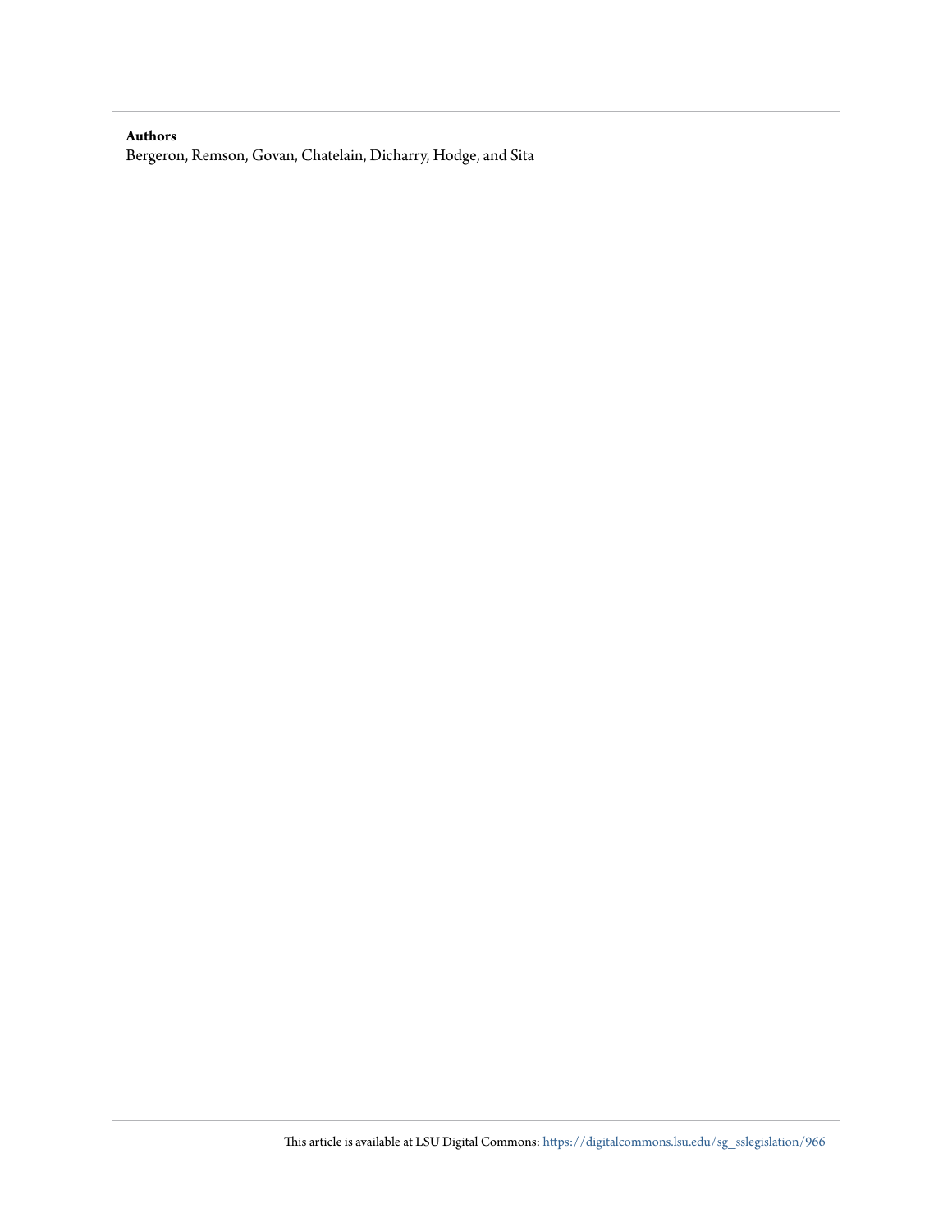**Authors**

Bergeron, Remson, Govan, Chatelain, Dicharry, Hodge, and Sita

This article is available at LSU Digital Commons: https://digitalcommons.lsu.edu/sg_sslegislation/966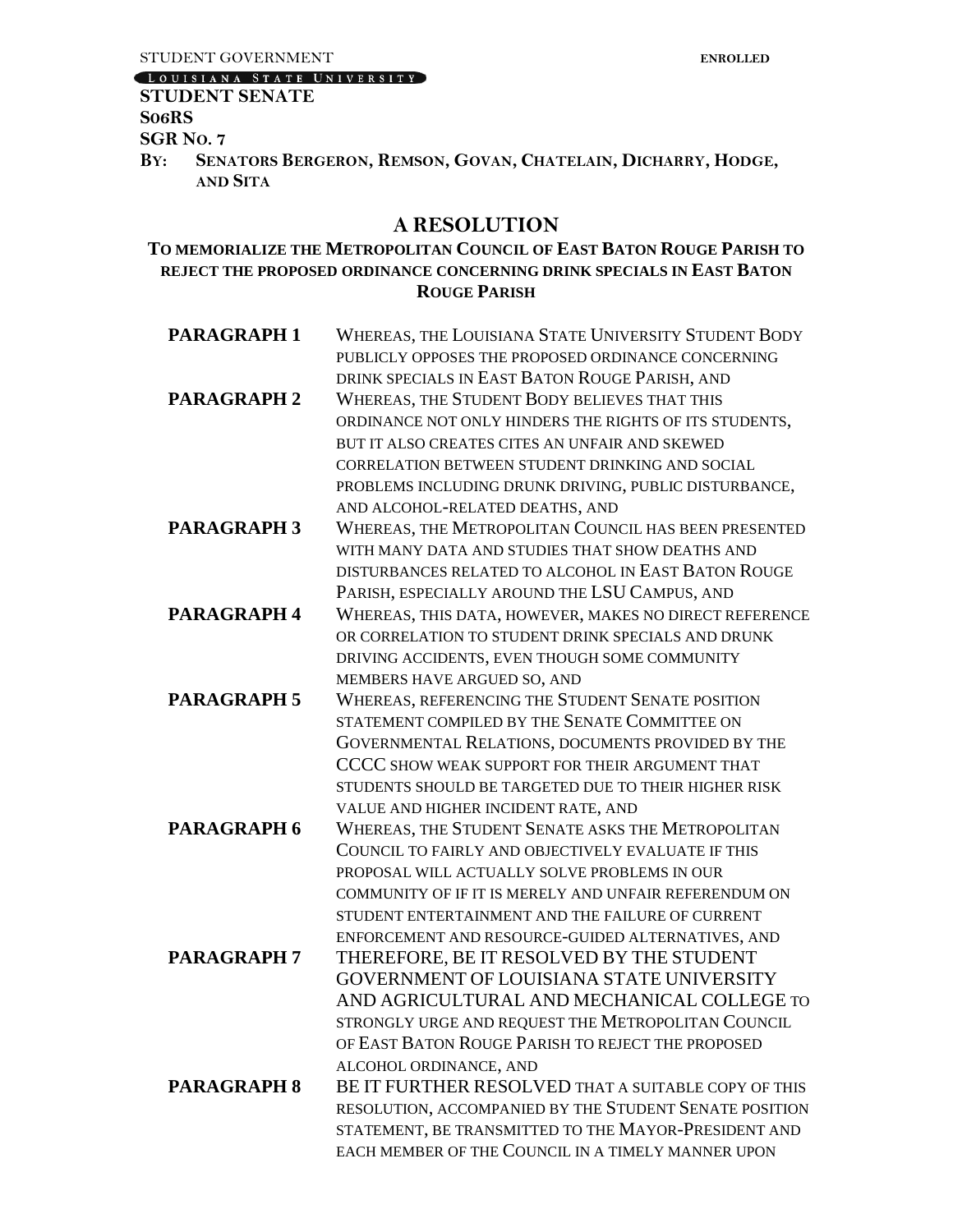STUDENT GOVERNMENT — LOUISIANA STATE UNIVERSITY

**ENROLLED**

**STUDENT SENATE**
**S06RS**
**SGR NO. 7**
**BY: SENATORS BERGERON, REMSON, GOVAN, CHATELAIN, DICHARRY, HODGE, AND SITA**

## A RESOLUTION

### TO MEMORIALIZE THE METROPOLITAN COUNCIL OF EAST BATON ROUGE PARISH TO REJECT THE PROPOSED ORDINANCE CONCERNING DRINK SPECIALS IN EAST BATON ROUGE PARISH

**PARAGRAPH 1** WHEREAS, THE LOUISIANA STATE UNIVERSITY STUDENT BODY PUBLICLY OPPOSES THE PROPOSED ORDINANCE CONCERNING DRINK SPECIALS IN EAST BATON ROUGE PARISH, AND

**PARAGRAPH 2** WHEREAS, THE STUDENT BODY BELIEVES THAT THIS ORDINANCE NOT ONLY HINDERS THE RIGHTS OF ITS STUDENTS, BUT IT ALSO CREATES CITES AN UNFAIR AND SKEWED CORRELATION BETWEEN STUDENT DRINKING AND SOCIAL PROBLEMS INCLUDING DRUNK DRIVING, PUBLIC DISTURBANCE, AND ALCOHOL-RELATED DEATHS, AND

**PARAGRAPH 3** WHEREAS, THE METROPOLITAN COUNCIL HAS BEEN PRESENTED WITH MANY DATA AND STUDIES THAT SHOW DEATHS AND DISTURBANCES RELATED TO ALCOHOL IN EAST BATON ROUGE PARISH, ESPECIALLY AROUND THE LSU CAMPUS, AND

**PARAGRAPH 4** WHEREAS, THIS DATA, HOWEVER, MAKES NO DIRECT REFERENCE OR CORRELATION TO STUDENT DRINK SPECIALS AND DRUNK DRIVING ACCIDENTS, EVEN THOUGH SOME COMMUNITY MEMBERS HAVE ARGUED SO, AND

**PARAGRAPH 5** WHEREAS, REFERENCING THE STUDENT SENATE POSITION STATEMENT COMPILED BY THE SENATE COMMITTEE ON GOVERNMENTAL RELATIONS, DOCUMENTS PROVIDED BY THE CCCC SHOW WEAK SUPPORT FOR THEIR ARGUMENT THAT STUDENTS SHOULD BE TARGETED DUE TO THEIR HIGHER RISK VALUE AND HIGHER INCIDENT RATE, AND

**PARAGRAPH 6** WHEREAS, THE STUDENT SENATE ASKS THE METROPOLITAN COUNCIL TO FAIRLY AND OBJECTIVELY EVALUATE IF THIS PROPOSAL WILL ACTUALLY SOLVE PROBLEMS IN OUR COMMUNITY OF IF IT IS MERELY AND UNFAIR REFERENDUM ON STUDENT ENTERTAINMENT AND THE FAILURE OF CURRENT ENFORCEMENT AND RESOURCE-GUIDED ALTERNATIVES, AND

**PARAGRAPH 7** THEREFORE, BE IT RESOLVED BY THE STUDENT GOVERNMENT OF LOUISIANA STATE UNIVERSITY AND AGRICULTURAL AND MECHANICAL COLLEGE TO STRONGLY URGE AND REQUEST THE METROPOLITAN COUNCIL OF EAST BATON ROUGE PARISH TO REJECT THE PROPOSED ALCOHOL ORDINANCE, AND

**PARAGRAPH 8** BE IT FURTHER RESOLVED THAT A SUITABLE COPY OF THIS RESOLUTION, ACCOMPANIED BY THE STUDENT SENATE POSITION STATEMENT, BE TRANSMITTED TO THE MAYOR-PRESIDENT AND EACH MEMBER OF THE COUNCIL IN A TIMELY MANNER UPON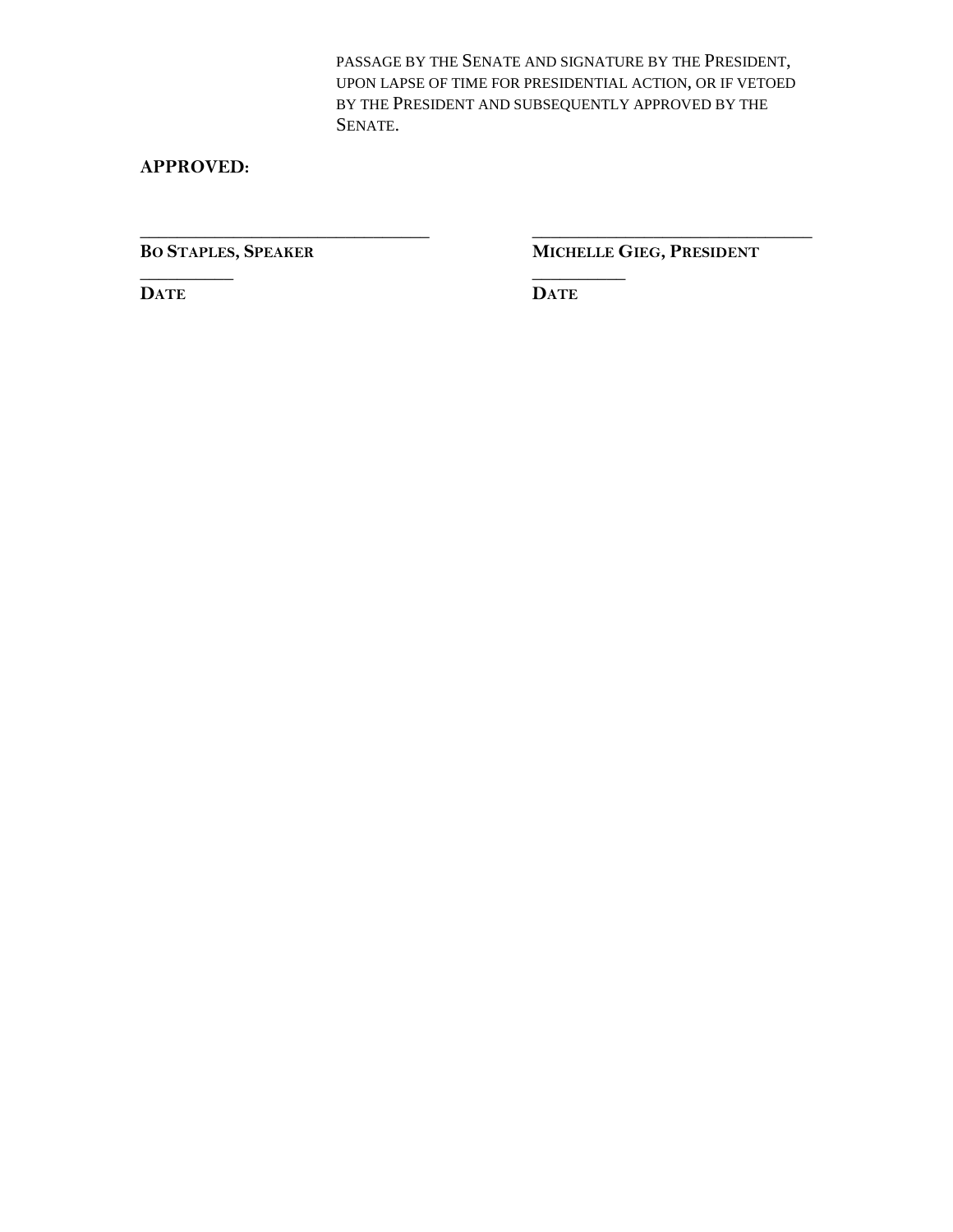PASSAGE BY THE SENATE AND SIGNATURE BY THE PRESIDENT, UPON LAPSE OF TIME FOR PRESIDENTIAL ACTION, OR IF VETOED BY THE PRESIDENT AND SUBSEQUENTLY APPROVED BY THE SENATE.

**APPROVED:**

| | |
|---|---|
| ________________________________ | ________________________________ |
| **BO STAPLES, SPEAKER** | **MICHELLE GIEG, PRESIDENT** |
| __________ | __________ |
| **DATE** | **DATE** |